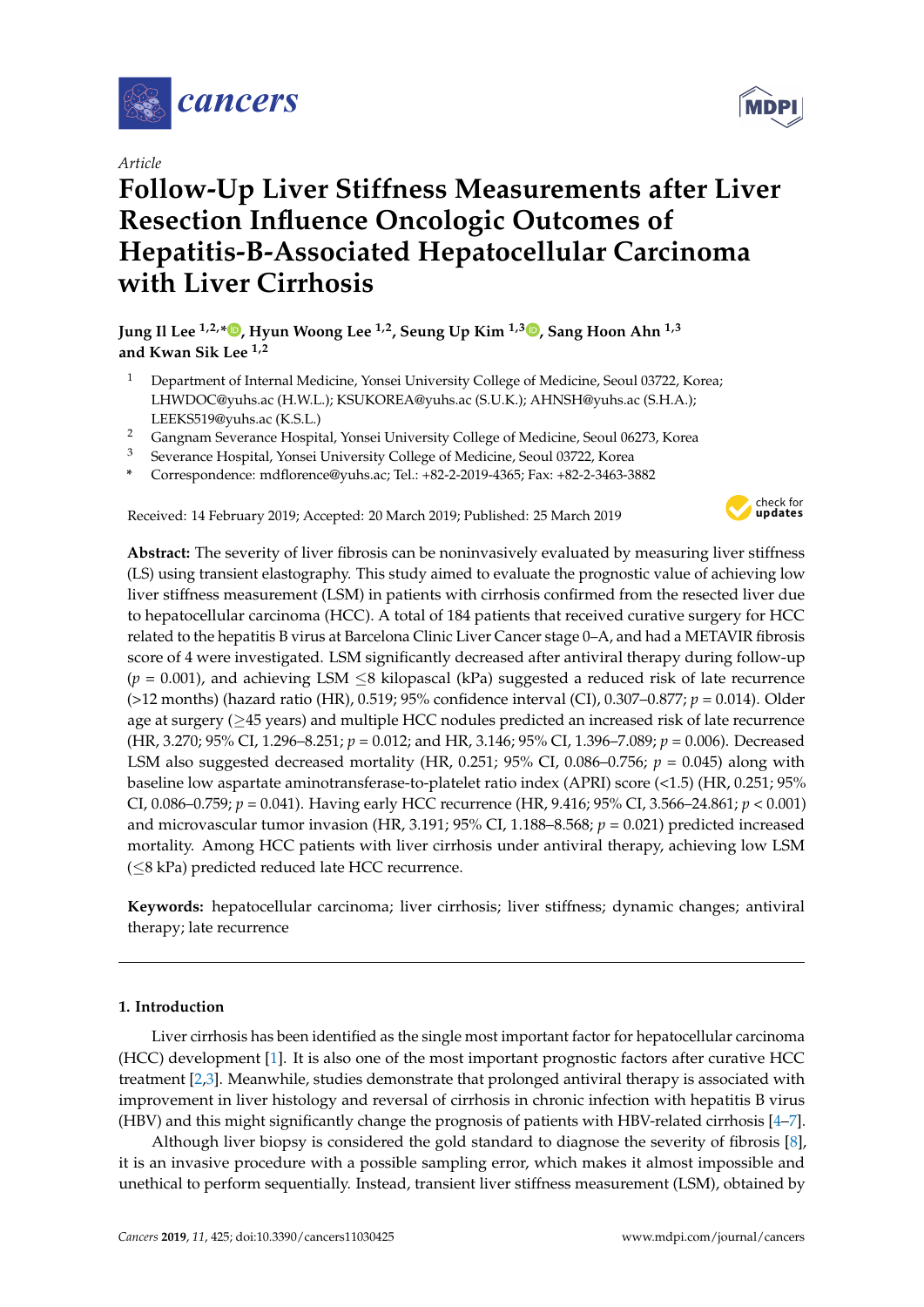*Article*

# Follow-Up Liver Stiffness Measurements after Liver Resection Influence Oncologic Outcomes of Hepatitis-B-Associated Hepatocellular Carcinoma with Liver Cirrhosis

**Jung Il Lee [1,2,*], Hyun Woong Lee [1,2], Seung Up Kim [1,3], Sang Hoon Ahn [1,3] and Kwan Sik Lee [1,2]**

1 Department of Internal Medicine, Yonsei University College of Medicine, Seoul 03722, Korea; LHWDOC@yuhs.ac (H.W.L.); KSUKOREA@yuhs.ac (S.U.K.); AHNSH@yuhs.ac (S.H.A.); LEEKS519@yuhs.ac (K.S.L.)

2 Gangnam Severance Hospital, Yonsei University College of Medicine, Seoul 06273, Korea

3 Severance Hospital, Yonsei University College of Medicine, Seoul 03722, Korea

\* Correspondence: mdflorence@yuhs.ac; Tel.: +82-2-2019-4365; Fax: +82-2-3463-3882

Received: 14 February 2019; Accepted: 20 March 2019; Published: 25 March 2019

**Abstract:** The severity of liver fibrosis can be noninvasively evaluated by measuring liver stiffness (LS) using transient elastography. This study aimed to evaluate the prognostic value of achieving low liver stiffness measurement (LSM) in patients with cirrhosis confirmed from the resected liver due to hepatocellular carcinoma (HCC). A total of 184 patients that received curative surgery for HCC related to the hepatitis B virus at Barcelona Clinic Liver Cancer stage 0–A, and had a METAVIR fibrosis score of 4 were investigated. LSM significantly decreased after antiviral therapy during follow-up ($p$ = 0.001), and achieving LSM $\leq$8 kilopascal (kPa) suggested a reduced risk of late recurrence (>12 months) (hazard ratio (HR), 0.519; 95% confidence interval (CI), 0.307–0.877; $p$ = 0.014). Older age at surgery ($\geq$45 years) and multiple HCC nodules predicted an increased risk of late recurrence (HR, 3.270; 95% CI, 1.296–8.251; $p$ = 0.012; and HR, 3.146; 95% CI, 1.396–7.089; $p$ = 0.006). Decreased LSM also suggested decreased mortality (HR, 0.251; 95% CI, 0.086–0.756; $p$ = 0.045) along with baseline low aspartate aminotransferase-to-platelet ratio index (APRI) score (<1.5) (HR, 0.251; 95% CI, 0.086–0.759; $p$ = 0.041). Having early HCC recurrence (HR, 9.416; 95% CI, 3.566–24.861; $p$ < 0.001) and microvascular tumor invasion (HR, 3.191; 95% CI, 1.188–8.568; $p$ = 0.021) predicted increased mortality. Among HCC patients with liver cirrhosis under antiviral therapy, achieving low LSM ($\leq$8 kPa) predicted reduced late HCC recurrence.

**Keywords:** hepatocellular carcinoma; liver cirrhosis; liver stiffness; dynamic changes; antiviral therapy; late recurrence

## 1. Introduction

Liver cirrhosis has been identified as the single most important factor for hepatocellular carcinoma (HCC) development [1]. It is also one of the most important prognostic factors after curative HCC treatment [2,3]. Meanwhile, studies demonstrate that prolonged antiviral therapy is associated with improvement in liver histology and reversal of cirrhosis in chronic infection with hepatitis B virus (HBV) and this might significantly change the prognosis of patients with HBV-related cirrhosis [4–7].

Although liver biopsy is considered the gold standard to diagnose the severity of fibrosis [8], it is an invasive procedure with a possible sampling error, which makes it almost impossible and unethical to perform sequentially. Instead, transient liver stiffness measurement (LSM), obtained by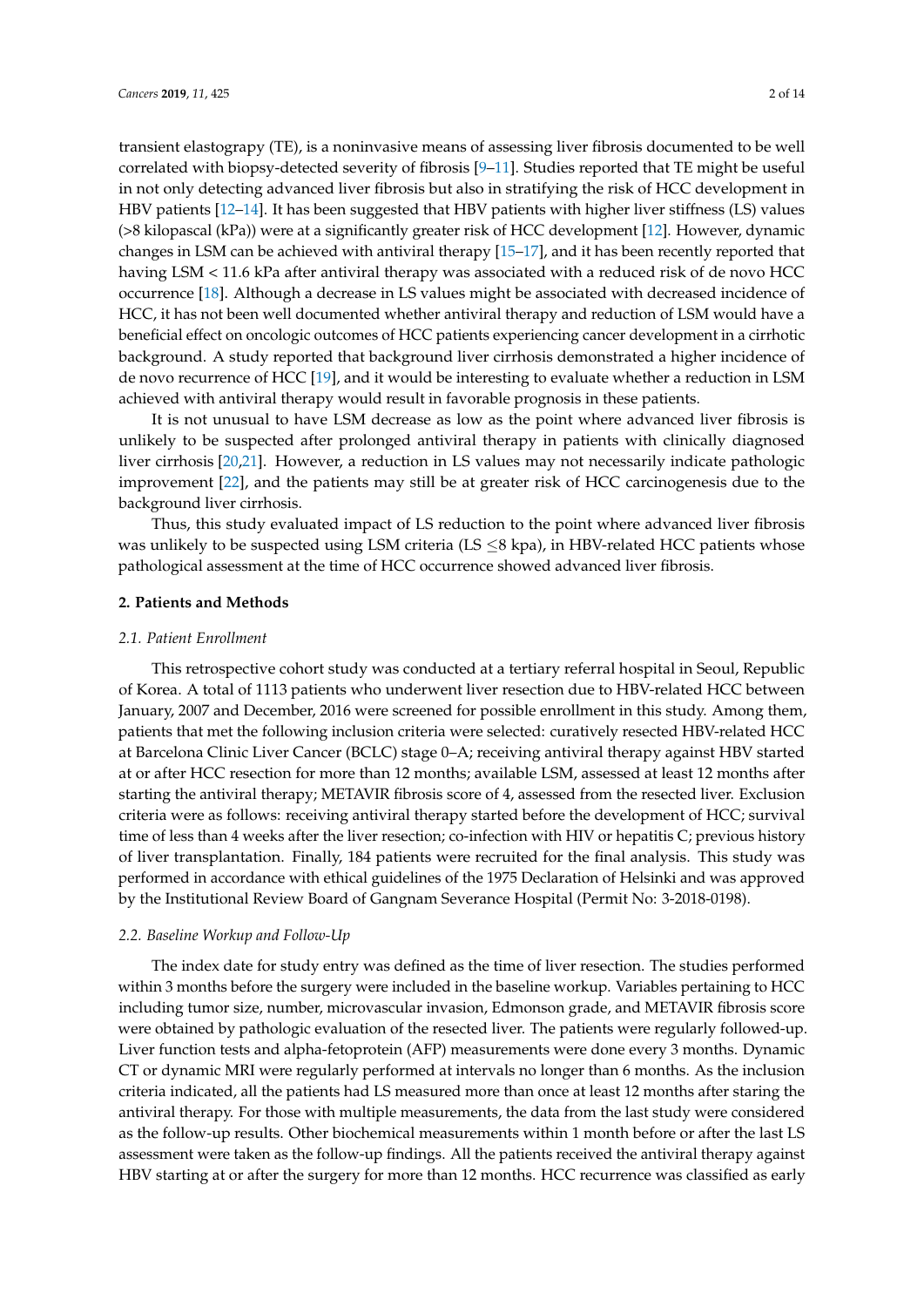transient elastography (TE), is a noninvasive means of assessing liver fibrosis documented to be well correlated with biopsy-detected severity of fibrosis [9–11]. Studies reported that TE might be useful in not only detecting advanced liver fibrosis but also in stratifying the risk of HCC development in HBV patients [12–14]. It has been suggested that HBV patients with higher liver stiffness (LS) values (>8 kilopascal (kPa)) were at a significantly greater risk of HCC development [12]. However, dynamic changes in LSM can be achieved with antiviral therapy [15–17], and it has been recently reported that having LSM < 11.6 kPa after antiviral therapy was associated with a reduced risk of de novo HCC occurrence [18]. Although a decrease in LS values might be associated with decreased incidence of HCC, it has not been well documented whether antiviral therapy and reduction of LSM would have a beneficial effect on oncologic outcomes of HCC patients experiencing cancer development in a cirrhotic background. A study reported that background liver cirrhosis demonstrated a higher incidence of de novo recurrence of HCC [19], and it would be interesting to evaluate whether a reduction in LSM achieved with antiviral therapy would result in favorable prognosis in these patients.

It is not unusual to have LSM decrease as low as the point where advanced liver fibrosis is unlikely to be suspected after prolonged antiviral therapy in patients with clinically diagnosed liver cirrhosis [20,21]. However, a reduction in LS values may not necessarily indicate pathologic improvement [22], and the patients may still be at greater risk of HCC carcinogenesis due to the background liver cirrhosis.

Thus, this study evaluated impact of LS reduction to the point where advanced liver fibrosis was unlikely to be suspected using LSM criteria (LS ≤8 kpa), in HBV-related HCC patients whose pathological assessment at the time of HCC occurrence showed advanced liver fibrosis.

## 2. Patients and Methods

### *2.1. Patient Enrollment*

This retrospective cohort study was conducted at a tertiary referral hospital in Seoul, Republic of Korea. A total of 1113 patients who underwent liver resection due to HBV-related HCC between January, 2007 and December, 2016 were screened for possible enrollment in this study. Among them, patients that met the following inclusion criteria were selected: curatively resected HBV-related HCC at Barcelona Clinic Liver Cancer (BCLC) stage 0–A; receiving antiviral therapy against HBV started at or after HCC resection for more than 12 months; available LSM, assessed at least 12 months after starting the antiviral therapy; METAVIR fibrosis score of 4, assessed from the resected liver. Exclusion criteria were as follows: receiving antiviral therapy started before the development of HCC; survival time of less than 4 weeks after the liver resection; co-infection with HIV or hepatitis C; previous history of liver transplantation. Finally, 184 patients were recruited for the final analysis. This study was performed in accordance with ethical guidelines of the 1975 Declaration of Helsinki and was approved by the Institutional Review Board of Gangnam Severance Hospital (Permit No: 3-2018-0198).

### *2.2. Baseline Workup and Follow-Up*

The index date for study entry was defined as the time of liver resection. The studies performed within 3 months before the surgery were included in the baseline workup. Variables pertaining to HCC including tumor size, number, microvascular invasion, Edmonson grade, and METAVIR fibrosis score were obtained by pathologic evaluation of the resected liver. The patients were regularly followed-up. Liver function tests and alpha-fetoprotein (AFP) measurements were done every 3 months. Dynamic CT or dynamic MRI were regularly performed at intervals no longer than 6 months. As the inclusion criteria indicated, all the patients had LS measured more than once at least 12 months after staring the antiviral therapy. For those with multiple measurements, the data from the last study were considered as the follow-up results. Other biochemical measurements within 1 month before or after the last LS assessment were taken as the follow-up findings. All the patients received the antiviral therapy against HBV starting at or after the surgery for more than 12 months. HCC recurrence was classified as early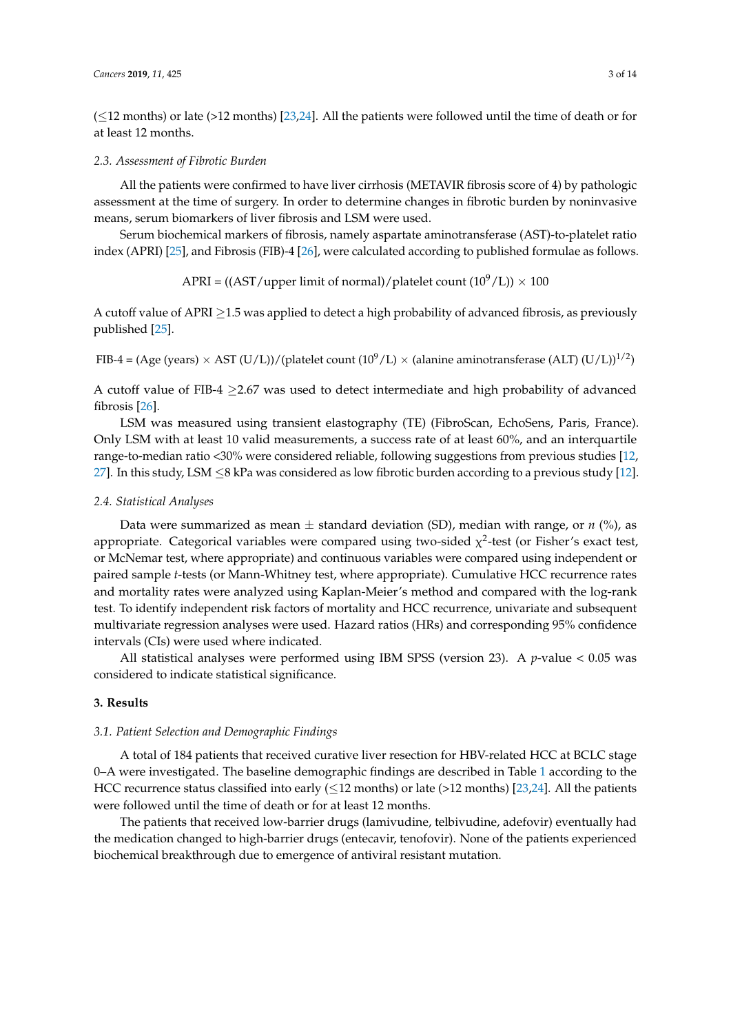(≤12 months) or late (>12 months) [23,24]. All the patients were followed until the time of death or for at least 12 months.

### 2.3. Assessment of Fibrotic Burden

All the patients were confirmed to have liver cirrhosis (METAVIR fibrosis score of 4) by pathologic assessment at the time of surgery. In order to determine changes in fibrotic burden by noninvasive means, serum biomarkers of liver fibrosis and LSM were used.

Serum biochemical markers of fibrosis, namely aspartate aminotransferase (AST)-to-platelet ratio index (APRI) [25], and Fibrosis (FIB)-4 [26], were calculated according to published formulae as follows.

$$\text{APRI} = ((\text{AST}/\text{upper limit of normal})/\text{platelet count }(10^9/\text{L})) \times 100$$

A cutoff value of APRI ≥1.5 was applied to detect a high probability of advanced fibrosis, as previously published [25].

$$\text{FIB-4} = (\text{Age (years)} \times \text{AST (U/L)})/(\text{platelet count }(10^9/\text{L}) \times (\text{alanine aminotransferase (ALT) (U/L)})^{1/2})$$

A cutoff value of FIB-4 ≥2.67 was used to detect intermediate and high probability of advanced fibrosis [26].

LSM was measured using transient elastography (TE) (FibroScan, EchoSens, Paris, France). Only LSM with at least 10 valid measurements, a success rate of at least 60%, and an interquartile range-to-median ratio <30% were considered reliable, following suggestions from previous studies [12,27]. In this study, LSM ≤8 kPa was considered as low fibrotic burden according to a previous study [12].

### 2.4. Statistical Analyses

Data were summarized as mean ± standard deviation (SD), median with range, or *n* (%), as appropriate. Categorical variables were compared using two-sided $\chi^2$-test (or Fisher's exact test, or McNemar test, where appropriate) and continuous variables were compared using independent or paired sample *t*-tests (or Mann-Whitney test, where appropriate). Cumulative HCC recurrence rates and mortality rates were analyzed using Kaplan-Meier's method and compared with the log-rank test. To identify independent risk factors of mortality and HCC recurrence, univariate and subsequent multivariate regression analyses were used. Hazard ratios (HRs) and corresponding 95% confidence intervals (CIs) were used where indicated.

All statistical analyses were performed using IBM SPSS (version 23). A $p$-value < 0.05 was considered to indicate statistical significance.

## 3. Results

### 3.1. Patient Selection and Demographic Findings

A total of 184 patients that received curative liver resection for HBV-related HCC at BCLC stage 0–A were investigated. The baseline demographic findings are described in Table 1 according to the HCC recurrence status classified into early (≤12 months) or late (>12 months) [23,24]. All the patients were followed until the time of death or for at least 12 months.

The patients that received low-barrier drugs (lamivudine, telbivudine, adefovir) eventually had the medication changed to high-barrier drugs (entecavir, tenofovir). None of the patients experienced biochemical breakthrough due to emergence of antiviral resistant mutation.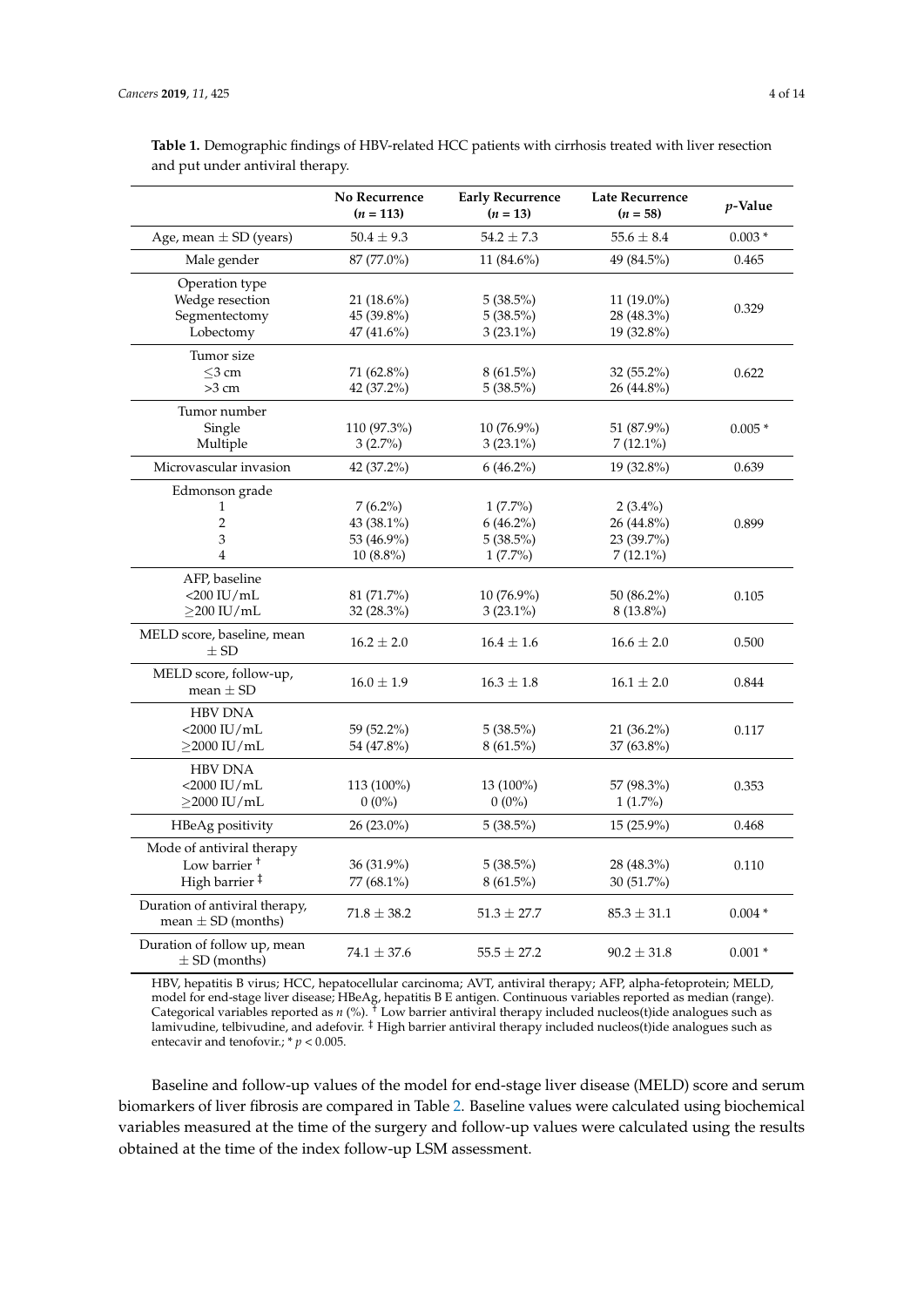**Table 1.** Demographic findings of HBV-related HCC patients with cirrhosis treated with liver resection and put under antiviral therapy.

| | No Recurrence ($n$ = 113) | Early Recurrence ($n$ = 13) | Late Recurrence ($n$ = 58) | $p$-Value |
|---|---|---|---|---|
| Age, mean ± SD (years) | 50.4 ± 9.3 | 54.2 ± 7.3 | 55.6 ± 8.4 | 0.003 * |
| Male gender | 87 (77.0%) | 11 (84.6%) | 49 (84.5%) | 0.465 |
| Operation type | | | | 0.329 |
| Wedge resection | 21 (18.6%) | 5 (38.5%) | 11 (19.0%) | |
| Segmentectomy | 45 (39.8%) | 5 (38.5%) | 28 (48.3%) | |
| Lobectomy | 47 (41.6%) | 3 (23.1%) | 19 (32.8%) | |
| Tumor size | | | | 0.622 |
| ≤3 cm | 71 (62.8%) | 8 (61.5%) | 32 (55.2%) | |
| >3 cm | 42 (37.2%) | 5 (38.5%) | 26 (44.8%) | |
| Tumor number | | | | 0.005 * |
| Single | 110 (97.3%) | 10 (76.9%) | 51 (87.9%) | |
| Multiple | 3 (2.7%) | 3 (23.1%) | 7 (12.1%) | |
| Microvascular invasion | 42 (37.2%) | 6 (46.2%) | 19 (32.8%) | 0.639 |
| Edmonson grade | | | | 0.899 |
| 1 | 7 (6.2%) | 1 (7.7%) | 2 (3.4%) | |
| 2 | 43 (38.1%) | 6 (46.2%) | 26 (44.8%) | |
| 3 | 53 (46.9%) | 5 (38.5%) | 23 (39.7%) | |
| 4 | 10 (8.8%) | 1 (7.7%) | 7 (12.1%) | |
| AFP, baseline | | | | 0.105 |
| <200 IU/mL | 81 (71.7%) | 10 (76.9%) | 50 (86.2%) | |
| ≥200 IU/mL | 32 (28.3%) | 3 (23.1%) | 8 (13.8%) | |
| MELD score, baseline, mean ± SD | 16.2 ± 2.0 | 16.4 ± 1.6 | 16.6 ± 2.0 | 0.500 |
| MELD score, follow-up, mean ± SD | 16.0 ± 1.9 | 16.3 ± 1.8 | 16.1 ± 2.0 | 0.844 |
| HBV DNA | | | | 0.117 |
| <2000 IU/mL | 59 (52.2%) | 5 (38.5%) | 21 (36.2%) | |
| ≥2000 IU/mL | 54 (47.8%) | 8 (61.5%) | 37 (63.8%) | |
| HBV DNA | | | | 0.353 |
| <2000 IU/mL | 113 (100%) | 13 (100%) | 57 (98.3%) | |
| ≥2000 IU/mL | 0 (0%) | 0 (0%) | 1 (1.7%) | |
| HBeAg positivity | 26 (23.0%) | 5 (38.5%) | 15 (25.9%) | 0.468 |
| Mode of antiviral therapy | | | | 0.110 |
| Low barrier † | 36 (31.9%) | 5 (38.5%) | 28 (48.3%) | |
| High barrier ‡ | 77 (68.1%) | 8 (61.5%) | 30 (51.7%) | |
| Duration of antiviral therapy, mean ± SD (months) | 71.8 ± 38.2 | 51.3 ± 27.7 | 85.3 ± 31.1 | 0.004 * |
| Duration of follow up, mean ± SD (months) | 74.1 ± 37.6 | 55.5 ± 27.2 | 90.2 ± 31.8 | 0.001 * |

HBV, hepatitis B virus; HCC, hepatocellular carcinoma; AVT, antiviral therapy; AFP, alpha-fetoprotein; MELD, model for end-stage liver disease; HBeAg, hepatitis B E antigen. Continuous variables reported as median (range). Categorical variables reported as $n$ (%). † Low barrier antiviral therapy included nucleos(t)ide analogues such as lamivudine, telbivudine, and adefovir. ‡ High barrier antiviral therapy included nucleos(t)ide analogues such as entecavir and tenofovir.; * $p < 0.005$.

Baseline and follow-up values of the model for end-stage liver disease (MELD) score and serum biomarkers of liver fibrosis are compared in Table 2. Baseline values were calculated using biochemical variables measured at the time of the surgery and follow-up values were calculated using the results obtained at the time of the index follow-up LSM assessment.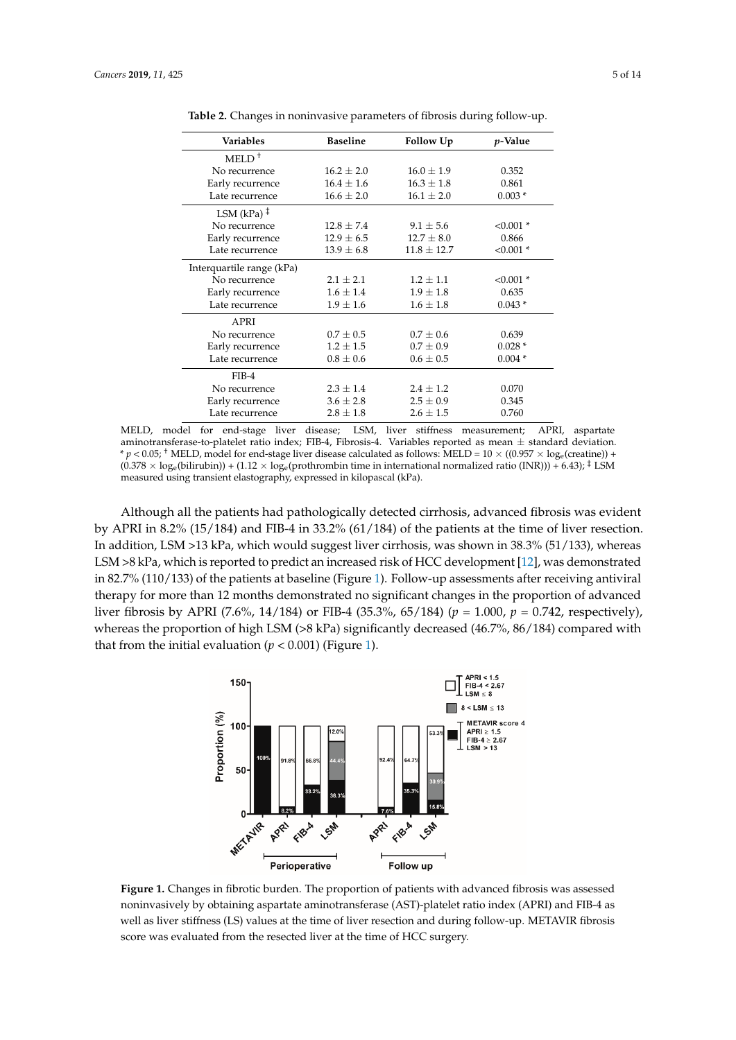**Table 2.** Changes in noninvasive parameters of fibrosis during follow-up.

| Variables | Baseline | Follow Up | $p$-Value |
|---|---|---|---|
| MELD [†] | | | |
| No recurrence | 16.2 ± 2.0 | 16.0 ± 1.9 | 0.352 |
| Early recurrence | 16.4 ± 1.6 | 16.3 ± 1.8 | 0.861 |
| Late recurrence | 16.6 ± 2.0 | 16.1 ± 2.0 | 0.003 * |
| LSM (kPa) [‡] | | | |
| No recurrence | 12.8 ± 7.4 | 9.1 ± 5.6 | <0.001 * |
| Early recurrence | 12.9 ± 6.5 | 12.7 ± 8.0 | 0.866 |
| Late recurrence | 13.9 ± 6.8 | 11.8 ± 12.7 | <0.001 * |
| Interquartile range (kPa) | | | |
| No recurrence | 2.1 ± 2.1 | 1.2 ± 1.1 | <0.001 * |
| Early recurrence | 1.6 ± 1.4 | 1.9 ± 1.8 | 0.635 |
| Late recurrence | 1.9 ± 1.6 | 1.6 ± 1.8 | 0.043 * |
| APRI | | | |
| No recurrence | 0.7 ± 0.5 | 0.7 ± 0.6 | 0.639 |
| Early recurrence | 1.2 ± 1.5 | 0.7 ± 0.9 | 0.028 * |
| Late recurrence | 0.8 ± 0.6 | 0.6 ± 0.5 | 0.004 * |
| FIB-4 | | | |
| No recurrence | 2.3 ± 1.4 | 2.4 ± 1.2 | 0.070 |
| Early recurrence | 3.6 ± 2.8 | 2.5 ± 0.9 | 0.345 |
| Late recurrence | 2.8 ± 1.8 | 2.6 ± 1.5 | 0.760 |

MELD, model for end-stage liver disease; LSM, liver stiffness measurement; APRI, aspartate aminotransferase-to-platelet ratio index; FIB-4, Fibrosis-4. Variables reported as mean ± standard deviation. * $p < 0.05$; † MELD, model for end-stage liver disease calculated as follows: MELD = $10 \times ((0.957 \times \log_e(\text{creatine}))$ + $(0.378 \times \log_e(\text{bilirubin}))$ + $(1.12 \times \log_e(\text{prothrombin time in international normalized ratio (INR)}))$ + 6.43); ‡ LSM measured using transient elastography, expressed in kilopascal (kPa).

Although all the patients had pathologically detected cirrhosis, advanced fibrosis was evident by APRI in 8.2% (15/184) and FIB-4 in 33.2% (61/184) of the patients at the time of liver resection. In addition, LSM >13 kPa, which would suggest liver cirrhosis, was shown in 38.3% (51/133), whereas LSM >8 kPa, which is reported to predict an increased risk of HCC development [12], was demonstrated in 82.7% (110/133) of the patients at baseline (Figure 1). Follow-up assessments after receiving antiviral therapy for more than 12 months demonstrated no significant changes in the proportion of advanced liver fibrosis by APRI (7.6%, 14/184) or FIB-4 (35.3%, 65/184) ($p$ = 1.000, $p$ = 0.742, respectively), whereas the proportion of high LSM (>8 kPa) significantly decreased (46.7%, 86/184) compared with that from the initial evaluation ($p$ < 0.001) (Figure 1).

**Figure 1.** Changes in fibrotic burden. The proportion of patients with advanced fibrosis was assessed noninvasively by obtaining aspartate aminotransferase (AST)-platelet ratio index (APRI) and FIB-4 as well as liver stiffness (LS) values at the time of liver resection and during follow-up. METAVIR fibrosis score was evaluated from the resected liver at the time of HCC surgery.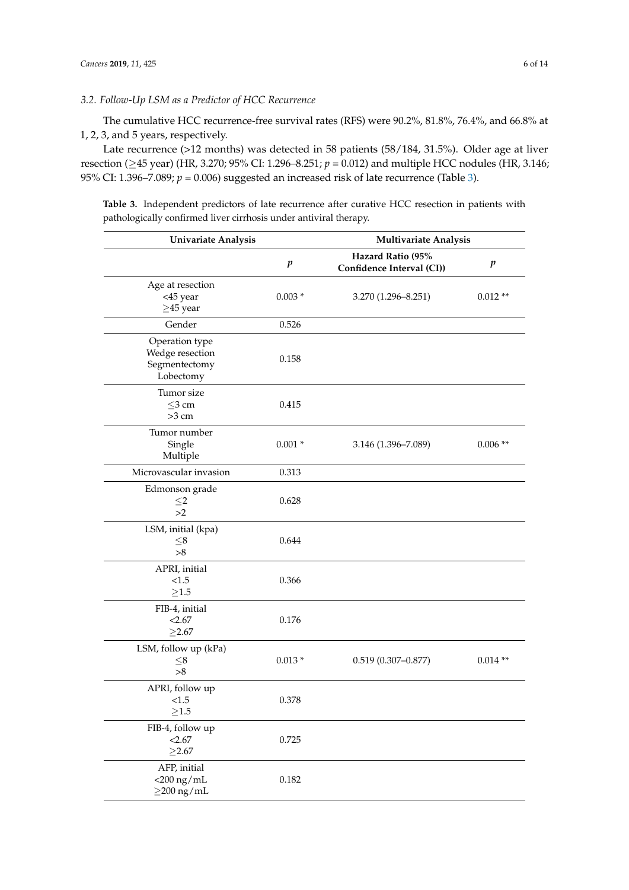### 3.2. Follow-Up LSM as a Predictor of HCC Recurrence

The cumulative HCC recurrence-free survival rates (RFS) were 90.2%, 81.8%, 76.4%, and 66.8% at 1, 2, 3, and 5 years, respectively.

Late recurrence (>12 months) was detected in 58 patients (58/184, 31.5%). Older age at liver resection (≥45 year) (HR, 3.270; 95% CI: 1.296–8.251; $p = 0.012$) and multiple HCC nodules (HR, 3.146; 95% CI: 1.396–7.089; $p = 0.006$) suggested an increased risk of late recurrence (Table 3).

**Table 3.** Independent predictors of late recurrence after curative HCC resection in patients with pathologically confirmed liver cirrhosis under antiviral therapy.

| Univariate Analysis | | Multivariate Analysis | |
|---|---|---|---|
| | $p$ | Hazard Ratio (95% Confidence Interval (CI)) | $p$ |
| Age at resection<br><45 year<br>≥45 year | 0.003 * | 3.270 (1.296–8.251) | 0.012 ** |
| Gender | 0.526 | | |
| Operation type<br>Wedge resection<br>Segmentectomy<br>Lobectomy | 0.158 | | |
| Tumor size<br>≤3 cm<br>>3 cm | 0.415 | | |
| Tumor number<br>Single<br>Multiple | 0.001 * | 3.146 (1.396–7.089) | 0.006 ** |
| Microvascular invasion | 0.313 | | |
| Edmonson grade<br>≤2<br>>2 | 0.628 | | |
| LSM, initial (kpa)<br>≤8<br>>8 | 0.644 | | |
| APRI, initial<br><1.5<br>≥1.5 | 0.366 | | |
| FIB-4, initial<br><2.67<br>≥2.67 | 0.176 | | |
| LSM, follow up (kPa)<br>≤8<br>>8 | 0.013 * | 0.519 (0.307–0.877) | 0.014 ** |
| APRI, follow up<br><1.5<br>≥1.5 | 0.378 | | |
| FIB-4, follow up<br><2.67<br>≥2.67 | 0.725 | | |
| AFP, initial<br><200 ng/mL<br>≥200 ng/mL | 0.182 | | |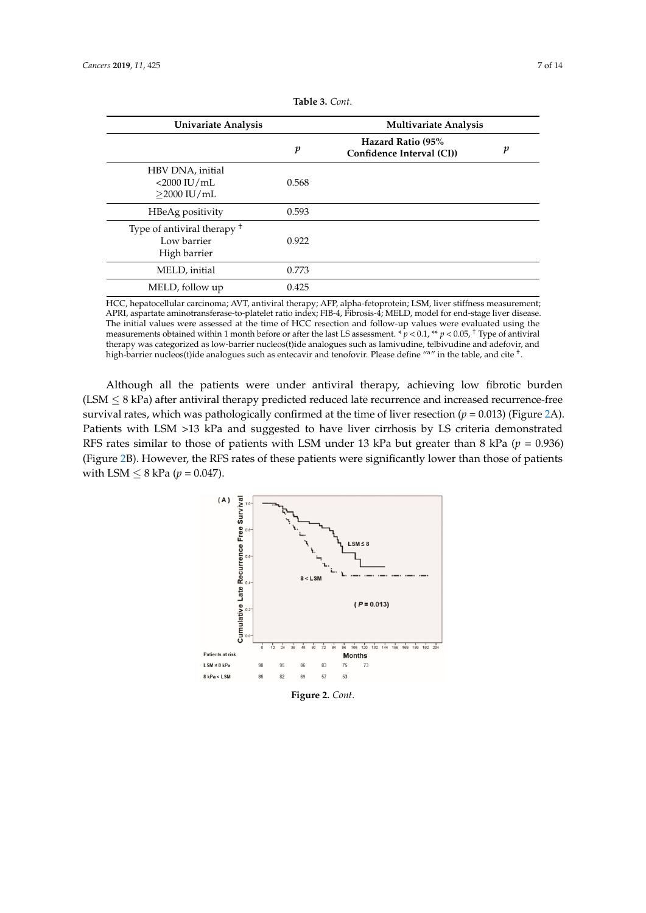**Table 3.** *Cont.*

| Univariate Analysis | | Multivariate Analysis | |
|---|---|---|---|
| | *p* | Hazard Ratio (95% Confidence Interval (CI)) | *p* |
| HBV DNA, initial <br> <2000 IU/mL <br> ≥2000 IU/mL | 0.568 | | |
| HBeAg positivity | 0.593 | | |
| Type of antiviral therapy [†] <br> Low barrier <br> High barrier | 0.922 | | |
| MELD, initial | 0.773 | | |
| MELD, follow up | 0.425 | | |

HCC, hepatocellular carcinoma; AVT, antiviral therapy; AFP, alpha-fetoprotein; LSM, liver stiffness measurement; APRI, aspartate aminotransferase-to-platelet ratio index; FIB-4, Fibrosis-4; MELD, model for end-stage liver disease. The initial values were assessed at the time of HCC resection and follow-up values were evaluated using the measurements obtained within 1 month before or after the last LS assessment. * $p < 0.1$, ** $p < 0.05$, [†] Type of antiviral therapy was categorized as low-barrier nucleos(t)ide analogues such as lamivudine, telbivudine and adefovir, and high-barrier nucleos(t)ide analogues such as entecavir and tenofovir. Please define "[a]" in the table, and cite [†].

Although all the patients were under antiviral therapy, achieving low fibrotic burden (LSM ≤ 8 kPa) after antiviral therapy predicted reduced late recurrence and increased recurrence-free survival rates, which was pathologically confirmed at the time of liver resection ($p = 0.013$) (Figure 2A). Patients with LSM >13 kPa and suggested to have liver cirrhosis by LS criteria demonstrated RFS rates similar to those of patients with LSM under 13 kPa but greater than 8 kPa ($p = 0.936$) (Figure 2B). However, the RFS rates of these patients were significantly lower than those of patients with LSM ≤ 8 kPa ($p = 0.047$).

**Figure 2.** *Cont.*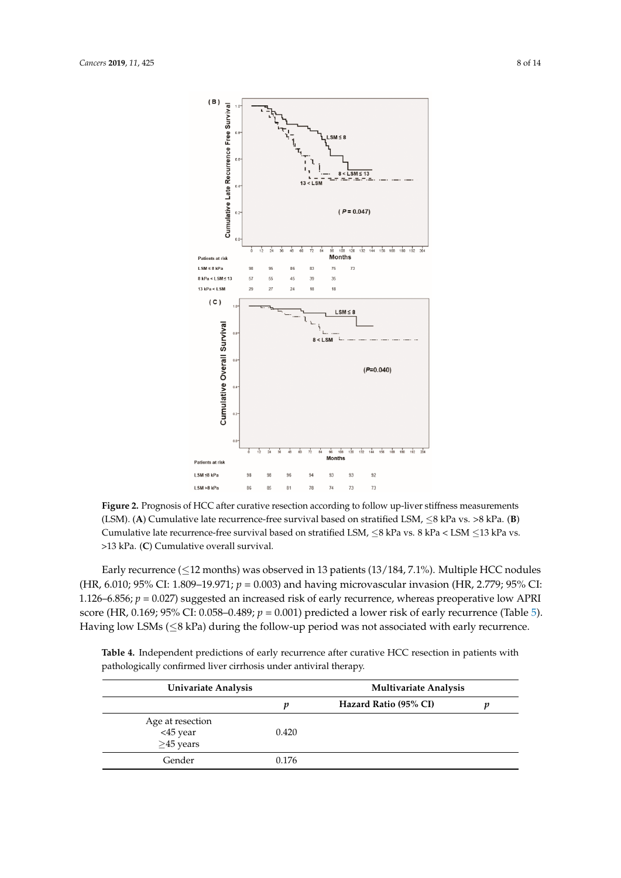**Figure 2.** Prognosis of HCC after curative resection according to follow up-liver stiffness measurements (LSM). (**A**) Cumulative late recurrence-free survival based on stratified LSM, ≤8 kPa vs. >8 kPa. (**B**) Cumulative late recurrence-free survival based on stratified LSM, ≤8 kPa vs. 8 kPa < LSM ≤13 kPa vs. >13 kPa. (**C**) Cumulative overall survival.

Early recurrence (≤12 months) was observed in 13 patients (13/184, 7.1%). Multiple HCC nodules (HR, 6.010; 95% CI: 1.809–19.971; $p = 0.003$) and having microvascular invasion (HR, 2.779; 95% CI: 1.126–6.856; $p = 0.027$) suggested an increased risk of early recurrence, whereas preoperative low APRI score (HR, 0.169; 95% CI: 0.058–0.489; $p = 0.001$) predicted a lower risk of early recurrence (Table 5). Having low LSMs (≤8 kPa) during the follow-up period was not associated with early recurrence.

**Table 4.** Independent predictions of early recurrence after curative HCC resection in patients with pathologically confirmed liver cirrhosis under antiviral therapy.

| Univariate Analysis | | Multivariate Analysis | |
|---|---|---|---|
| | *p* | Hazard Ratio (95% CI) | *p* |
| Age at resection<br><45 year<br>≥45 years | 0.420 | | |
| Gender | 0.176 | | |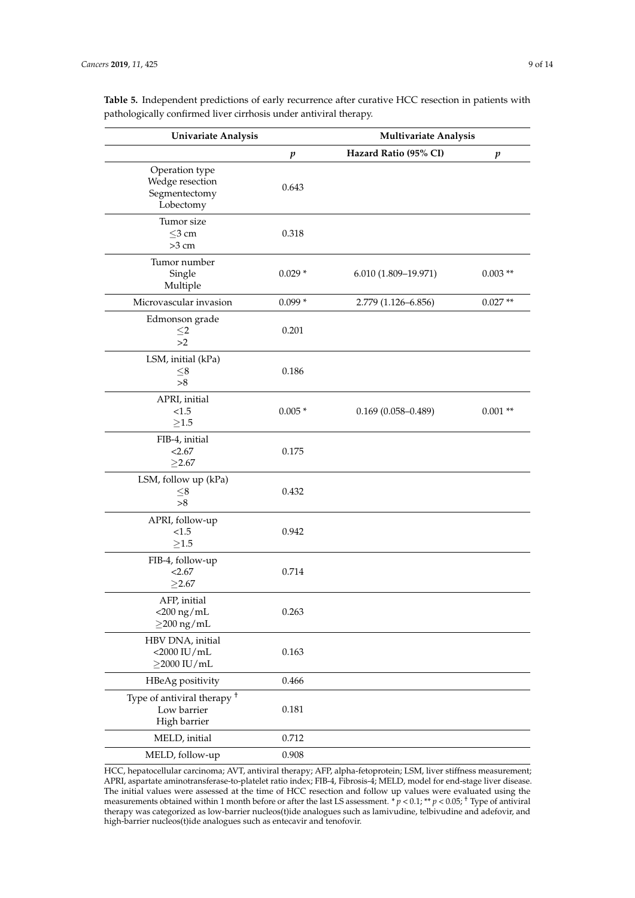**Table 5.** Independent predictions of early recurrence after curative HCC resection in patients with pathologically confirmed liver cirrhosis under antiviral therapy.

| Univariate Analysis | | Multivariate Analysis | |
|---|---|---|---|
| | *p* | Hazard Ratio (95% CI) | *p* |
| Operation type<br>Wedge resection<br>Segmentectomy<br>Lobectomy | 0.643 | | |
| Tumor size<br>≤3 cm<br>>3 cm | 0.318 | | |
| Tumor number<br>Single<br>Multiple | 0.029 * | 6.010 (1.809–19.971) | 0.003 ** |
| Microvascular invasion | 0.099 * | 2.779 (1.126–6.856) | 0.027 ** |
| Edmonson grade<br>≤2<br>>2 | 0.201 | | |
| LSM, initial (kPa)<br>≤8<br>>8 | 0.186 | | |
| APRI, initial<br><1.5<br>≥1.5 | 0.005 * | 0.169 (0.058–0.489) | 0.001 ** |
| FIB-4, initial<br><2.67<br>≥2.67 | 0.175 | | |
| LSM, follow up (kPa)<br>≤8<br>>8 | 0.432 | | |
| APRI, follow-up<br><1.5<br>≥1.5 | 0.942 | | |
| FIB-4, follow-up<br><2.67<br>≥2.67 | 0.714 | | |
| AFP, initial<br><200 ng/mL<br>≥200 ng/mL | 0.263 | | |
| HBV DNA, initial<br><2000 IU/mL<br>≥2000 IU/mL | 0.163 | | |
| HBeAg positivity | 0.466 | | |
| Type of antiviral therapy †<br>Low barrier<br>High barrier | 0.181 | | |
| MELD, initial | 0.712 | | |
| MELD, follow-up | 0.908 | | |

HCC, hepatocellular carcinoma; AVT, antiviral therapy; AFP, alpha-fetoprotein; LSM, liver stiffness measurement; APRI, aspartate aminotransferase-to-platelet ratio index; FIB-4, Fibrosis-4; MELD, model for end-stage liver disease. The initial values were assessed at the time of HCC resection and follow up values were evaluated using the measurements obtained within 1 month before or after the last LS assessment. * $p < 0.1$; ** $p < 0.05$; † Type of antiviral therapy was categorized as low-barrier nucleos(t)ide analogues such as lamivudine, telbivudine and adefovir, and high-barrier nucleos(t)ide analogues such as entecavir and tenofovir.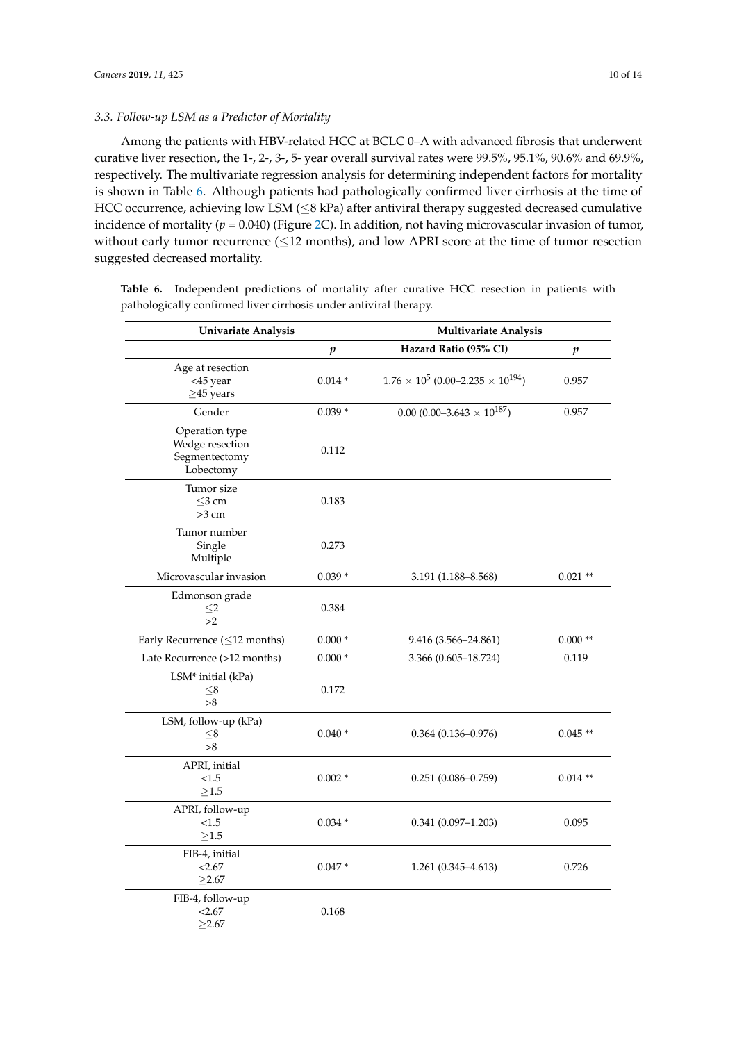### 3.3. Follow-up LSM as a Predictor of Mortality

Among the patients with HBV-related HCC at BCLC 0–A with advanced fibrosis that underwent curative liver resection, the 1-, 2-, 3-, 5- year overall survival rates were 99.5%, 95.1%, 90.6% and 69.9%, respectively. The multivariate regression analysis for determining independent factors for mortality is shown in Table 6. Although patients had pathologically confirmed liver cirrhosis at the time of HCC occurrence, achieving low LSM (≤8 kPa) after antiviral therapy suggested decreased cumulative incidence of mortality ($p = 0.040$) (Figure 2C). In addition, not having microvascular invasion of tumor, without early tumor recurrence (≤12 months), and low APRI score at the time of tumor resection suggested decreased mortality.

**Table 6.** Independent predictions of mortality after curative HCC resection in patients with pathologically confirmed liver cirrhosis under antiviral therapy.

| Univariate Analysis | | Multivariate Analysis | |
|---|---|---|---|
| | $p$ | Hazard Ratio (95% CI) | $p$ |
| Age at resection<br><45 year<br>≥45 years | 0.014 * | $1.76 \times 10^{5}$ ($0.00–2.235 \times 10^{194}$) | 0.957 |
| Gender | 0.039 * | 0.00 ($0.00–3.643 \times 10^{187}$) | 0.957 |
| Operation type<br>Wedge resection<br>Segmentectomy<br>Lobectomy | 0.112 | | |
| Tumor size<br>≤3 cm<br>>3 cm | 0.183 | | |
| Tumor number<br>Single<br>Multiple | 0.273 | | |
| Microvascular invasion | 0.039 * | 3.191 (1.188–8.568) | 0.021 ** |
| Edmonson grade<br>≤2<br>>2 | 0.384 | | |
| Early Recurrence (≤12 months) | 0.000 * | 9.416 (3.566–24.861) | 0.000 ** |
| Late Recurrence (>12 months) | 0.000 * | 3.366 (0.605–18.724) | 0.119 |
| LSM* initial (kPa)<br>≤8<br>>8 | 0.172 | | |
| LSM, follow-up (kPa)<br>≤8<br>>8 | 0.040 * | 0.364 (0.136–0.976) | 0.045 ** |
| APRI, initial<br><1.5<br>≥1.5 | 0.002 * | 0.251 (0.086–0.759) | 0.014 ** |
| APRI, follow-up<br><1.5<br>≥1.5 | 0.034 * | 0.341 (0.097–1.203) | 0.095 |
| FIB-4, initial<br><2.67<br>≥2.67 | 0.047 * | 1.261 (0.345–4.613) | 0.726 |
| FIB-4, follow-up<br><2.67<br>≥2.67 | 0.168 | | |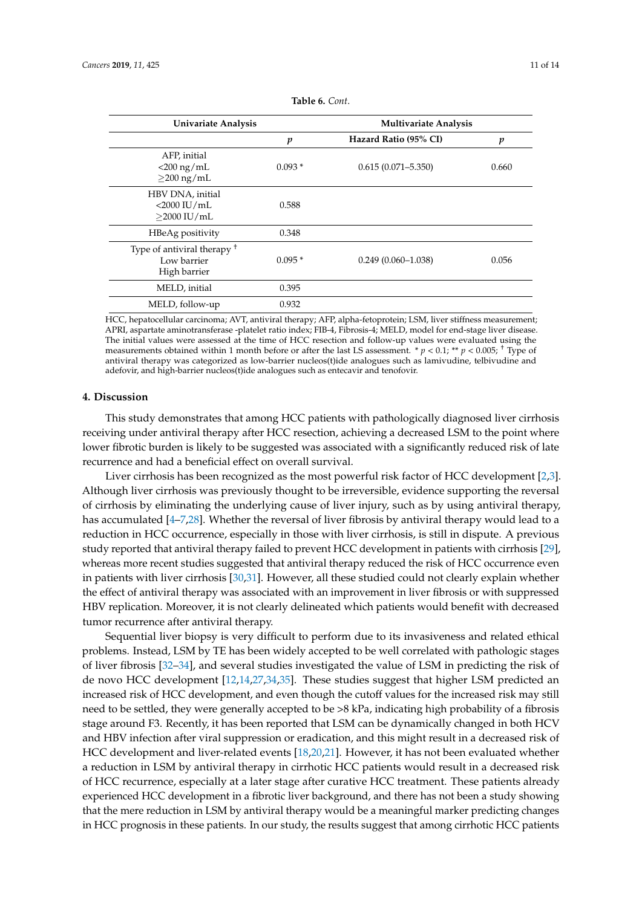**Table 6.** *Cont.*

| Univariate Analysis | | Multivariate Analysis | |
|---|---|---|---|
| | *p* | Hazard Ratio (95% CI) | *p* |
| AFP, initial<br><200 ng/mL<br>≥200 ng/mL | 0.093 * | 0.615 (0.071–5.350) | 0.660 |
| HBV DNA, initial<br><2000 IU/mL<br>≥2000 IU/mL | 0.588 | | |
| HBeAg positivity | 0.348 | | |
| Type of antiviral therapy †<br>Low barrier<br>High barrier | 0.095 * | 0.249 (0.060–1.038) | 0.056 |
| MELD, initial | 0.395 | | |
| MELD, follow-up | 0.932 | | |

HCC, hepatocellular carcinoma; AVT, antiviral therapy; AFP, alpha-fetoprotein; LSM, liver stiffness measurement; APRI, aspartate aminotransferase -platelet ratio index; FIB-4, Fibrosis-4; MELD, model for end-stage liver disease. The initial values were assessed at the time of HCC resection and follow-up values were evaluated using the measurements obtained within 1 month before or after the last LS assessment. * $p < 0.1$; ** $p < 0.005$; † Type of antiviral therapy was categorized as low-barrier nucleos(t)ide analogues such as lamivudine, telbivudine and adefovir, and high-barrier nucleos(t)ide analogues such as entecavir and tenofovir.

## 4. Discussion

This study demonstrates that among HCC patients with pathologically diagnosed liver cirrhosis receiving under antiviral therapy after HCC resection, achieving a decreased LSM to the point where lower fibrotic burden is likely to be suggested was associated with a significantly reduced risk of late recurrence and had a beneficial effect on overall survival.

Liver cirrhosis has been recognized as the most powerful risk factor of HCC development [2,3]. Although liver cirrhosis was previously thought to be irreversible, evidence supporting the reversal of cirrhosis by eliminating the underlying cause of liver injury, such as by using antiviral therapy, has accumulated [4–7,28]. Whether the reversal of liver fibrosis by antiviral therapy would lead to a reduction in HCC occurrence, especially in those with liver cirrhosis, is still in dispute. A previous study reported that antiviral therapy failed to prevent HCC development in patients with cirrhosis [29], whereas more recent studies suggested that antiviral therapy reduced the risk of HCC occurrence even in patients with liver cirrhosis [30,31]. However, all these studied could not clearly explain whether the effect of antiviral therapy was associated with an improvement in liver fibrosis or with suppressed HBV replication. Moreover, it is not clearly delineated which patients would benefit with decreased tumor recurrence after antiviral therapy.

Sequential liver biopsy is very difficult to perform due to its invasiveness and related ethical problems. Instead, LSM by TE has been widely accepted to be well correlated with pathologic stages of liver fibrosis [32–34], and several studies investigated the value of LSM in predicting the risk of de novo HCC development [12,14,27,34,35]. These studies suggest that higher LSM predicted an increased risk of HCC development, and even though the cutoff values for the increased risk may still need to be settled, they were generally accepted to be >8 kPa, indicating high probability of a fibrosis stage around F3. Recently, it has been reported that LSM can be dynamically changed in both HCV and HBV infection after viral suppression or eradication, and this might result in a decreased risk of HCC development and liver-related events [18,20,21]. However, it has not been evaluated whether a reduction in LSM by antiviral therapy in cirrhotic HCC patients would result in a decreased risk of HCC recurrence, especially at a later stage after curative HCC treatment. These patients already experienced HCC development in a fibrotic liver background, and there has not been a study showing that the mere reduction in LSM by antiviral therapy would be a meaningful marker predicting changes in HCC prognosis in these patients. In our study, the results suggest that among cirrhotic HCC patients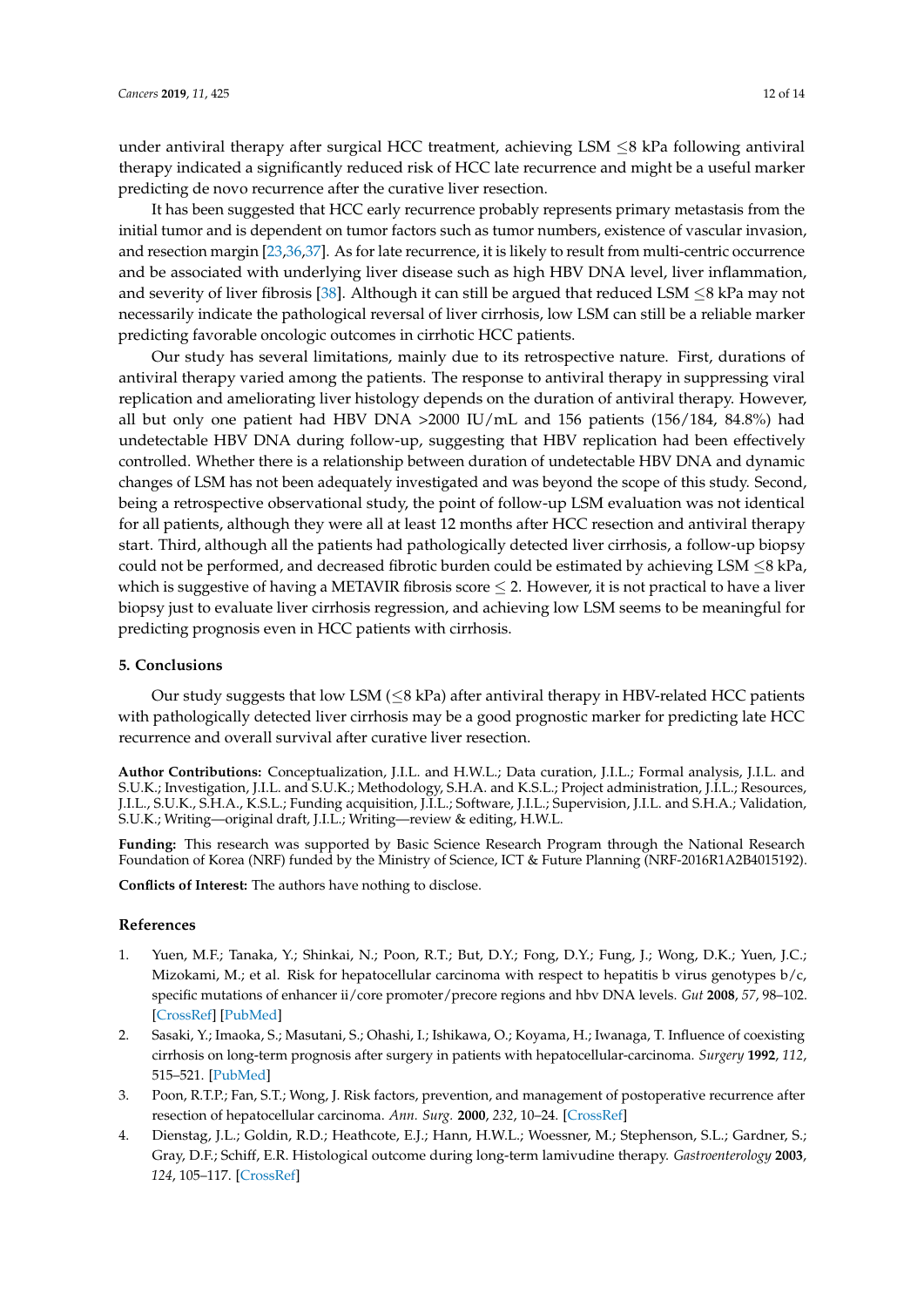under antiviral therapy after surgical HCC treatment, achieving LSM ≤8 kPa following antiviral therapy indicated a significantly reduced risk of HCC late recurrence and might be a useful marker predicting de novo recurrence after the curative liver resection.

It has been suggested that HCC early recurrence probably represents primary metastasis from the initial tumor and is dependent on tumor factors such as tumor numbers, existence of vascular invasion, and resection margin [23,36,37]. As for late recurrence, it is likely to result from multi-centric occurrence and be associated with underlying liver disease such as high HBV DNA level, liver inflammation, and severity of liver fibrosis [38]. Although it can still be argued that reduced LSM ≤8 kPa may not necessarily indicate the pathological reversal of liver cirrhosis, low LSM can still be a reliable marker predicting favorable oncologic outcomes in cirrhotic HCC patients.

Our study has several limitations, mainly due to its retrospective nature. First, durations of antiviral therapy varied among the patients. The response to antiviral therapy in suppressing viral replication and ameliorating liver histology depends on the duration of antiviral therapy. However, all but only one patient had HBV DNA >2000 IU/mL and 156 patients (156/184, 84.8%) had undetectable HBV DNA during follow-up, suggesting that HBV replication had been effectively controlled. Whether there is a relationship between duration of undetectable HBV DNA and dynamic changes of LSM has not been adequately investigated and was beyond the scope of this study. Second, being a retrospective observational study, the point of follow-up LSM evaluation was not identical for all patients, although they were all at least 12 months after HCC resection and antiviral therapy start. Third, although all the patients had pathologically detected liver cirrhosis, a follow-up biopsy could not be performed, and decreased fibrotic burden could be estimated by achieving LSM ≤8 kPa, which is suggestive of having a METAVIR fibrosis score ≤ 2. However, it is not practical to have a liver biopsy just to evaluate liver cirrhosis regression, and achieving low LSM seems to be meaningful for predicting prognosis even in HCC patients with cirrhosis.

## 5. Conclusions

Our study suggests that low LSM (≤8 kPa) after antiviral therapy in HBV-related HCC patients with pathologically detected liver cirrhosis may be a good prognostic marker for predicting late HCC recurrence and overall survival after curative liver resection.

**Author Contributions:** Conceptualization, J.I.L. and H.W.L.; Data curation, J.I.L.; Formal analysis, J.I.L. and S.U.K.; Investigation, J.I.L. and S.U.K.; Methodology, S.H.A. and K.S.L.; Project administration, J.I.L.; Resources, J.I.L., S.U.K., S.H.A., K.S.L.; Funding acquisition, J.I.L.; Software, J.I.L.; Supervision, J.I.L. and S.H.A.; Validation, S.U.K.; Writing—original draft, J.I.L.; Writing—review & editing, H.W.L.

**Funding:** This research was supported by Basic Science Research Program through the National Research Foundation of Korea (NRF) funded by the Ministry of Science, ICT & Future Planning (NRF-2016R1A2B4015192).

**Conflicts of Interest:** The authors have nothing to disclose.

## References

1. Yuen, M.F.; Tanaka, Y.; Shinkai, N.; Poon, R.T.; But, D.Y.; Fong, D.Y.; Fung, J.; Wong, D.K.; Yuen, J.C.; Mizokami, M.; et al. Risk for hepatocellular carcinoma with respect to hepatitis b virus genotypes b/c, specific mutations of enhancer ii/core promoter/precore regions and hbv DNA levels. *Gut* **2008**, *57*, 98–102. [CrossRef] [PubMed]
2. Sasaki, Y.; Imaoka, S.; Masutani, S.; Ohashi, I.; Ishikawa, O.; Koyama, H.; Iwanaga, T. Influence of coexisting cirrhosis on long-term prognosis after surgery in patients with hepatocellular-carcinoma. *Surgery* **1992**, *112*, 515–521. [PubMed]
3. Poon, R.T.P.; Fan, S.T.; Wong, J. Risk factors, prevention, and management of postoperative recurrence after resection of hepatocellular carcinoma. *Ann. Surg.* **2000**, *232*, 10–24. [CrossRef]
4. Dienstag, J.L.; Goldin, R.D.; Heathcote, E.J.; Hann, H.W.L.; Woessner, M.; Stephenson, S.L.; Gardner, S.; Gray, D.F.; Schiff, E.R. Histological outcome during long-term lamivudine therapy. *Gastroenterology* **2003**, *124*, 105–117. [CrossRef]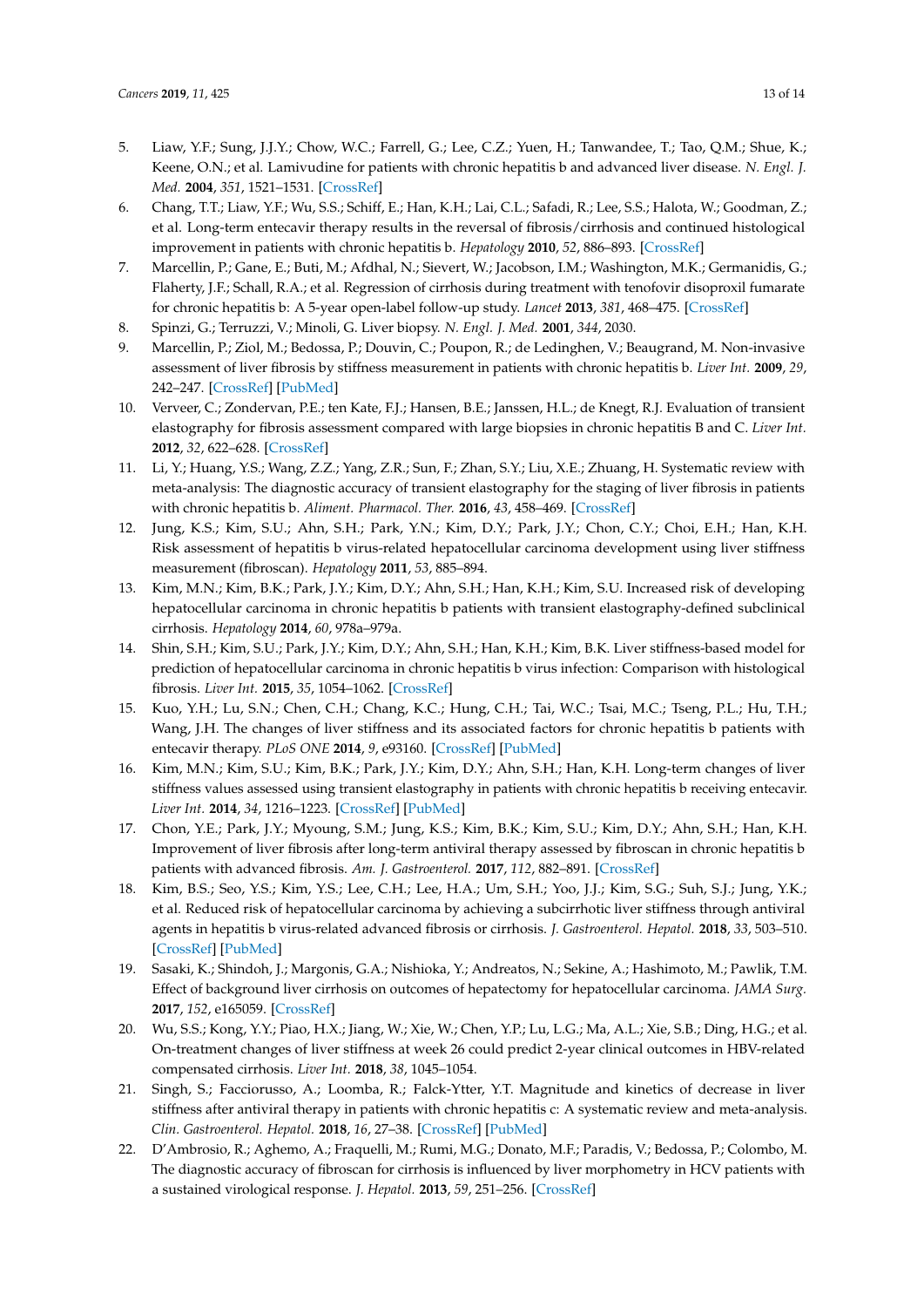5. Liaw, Y.F.; Sung, J.J.Y.; Chow, W.C.; Farrell, G.; Lee, C.Z.; Yuen, H.; Tanwandee, T.; Tao, Q.M.; Shue, K.; Keene, O.N.; et al. Lamivudine for patients with chronic hepatitis b and advanced liver disease. *N. Engl. J. Med.* **2004**, *351*, 1521–1531. [CrossRef]
6. Chang, T.T.; Liaw, Y.F.; Wu, S.S.; Schiff, E.; Han, K.H.; Lai, C.L.; Safadi, R.; Lee, S.S.; Halota, W.; Goodman, Z.; et al. Long-term entecavir therapy results in the reversal of fibrosis/cirrhosis and continued histological improvement in patients with chronic hepatitis b. *Hepatology* **2010**, *52*, 886–893. [CrossRef]
7. Marcellin, P.; Gane, E.; Buti, M.; Afdhal, N.; Sievert, W.; Jacobson, I.M.; Washington, M.K.; Germanidis, G.; Flaherty, J.F.; Schall, R.A.; et al. Regression of cirrhosis during treatment with tenofovir disoproxil fumarate for chronic hepatitis b: A 5-year open-label follow-up study. *Lancet* **2013**, *381*, 468–475. [CrossRef]
8. Spinzi, G.; Terruzzi, V.; Minoli, G. Liver biopsy. *N. Engl. J. Med.* **2001**, *344*, 2030.
9. Marcellin, P.; Ziol, M.; Bedossa, P.; Douvin, C.; Poupon, R.; de Ledinghen, V.; Beaugrand, M. Non-invasive assessment of liver fibrosis by stiffness measurement in patients with chronic hepatitis b. *Liver Int.* **2009**, *29*, 242–247. [CrossRef] [PubMed]
10. Verveer, C.; Zondervan, P.E.; ten Kate, F.J.; Hansen, B.E.; Janssen, H.L.; de Knegt, R.J. Evaluation of transient elastography for fibrosis assessment compared with large biopsies in chronic hepatitis B and C. *Liver Int.* **2012**, *32*, 622–628. [CrossRef]
11. Li, Y.; Huang, Y.S.; Wang, Z.Z.; Yang, Z.R.; Sun, F.; Zhan, S.Y.; Liu, X.E.; Zhuang, H. Systematic review with meta-analysis: The diagnostic accuracy of transient elastography for the staging of liver fibrosis in patients with chronic hepatitis b. *Aliment. Pharmacol. Ther.* **2016**, *43*, 458–469. [CrossRef]
12. Jung, K.S.; Kim, S.U.; Ahn, S.H.; Park, Y.N.; Kim, D.Y.; Park, J.Y.; Chon, C.Y.; Choi, E.H.; Han, K.H. Risk assessment of hepatitis b virus-related hepatocellular carcinoma development using liver stiffness measurement (fibroscan). *Hepatology* **2011**, *53*, 885–894.
13. Kim, M.N.; Kim, B.K.; Park, J.Y.; Kim, D.Y.; Ahn, S.H.; Han, K.H.; Kim, S.U. Increased risk of developing hepatocellular carcinoma in chronic hepatitis b patients with transient elastography-defined subclinical cirrhosis. *Hepatology* **2014**, *60*, 978a–979a.
14. Shin, S.H.; Kim, S.U.; Park, J.Y.; Kim, D.Y.; Ahn, S.H.; Han, K.H.; Kim, B.K. Liver stiffness-based model for prediction of hepatocellular carcinoma in chronic hepatitis b virus infection: Comparison with histological fibrosis. *Liver Int.* **2015**, *35*, 1054–1062. [CrossRef]
15. Kuo, Y.H.; Lu, S.N.; Chen, C.H.; Chang, K.C.; Hung, C.H.; Tai, W.C.; Tsai, M.C.; Tseng, P.L.; Hu, T.H.; Wang, J.H. The changes of liver stiffness and its associated factors for chronic hepatitis b patients with entecavir therapy. *PLoS ONE* **2014**, *9*, e93160. [CrossRef] [PubMed]
16. Kim, M.N.; Kim, S.U.; Kim, B.K.; Park, J.Y.; Kim, D.Y.; Ahn, S.H.; Han, K.H. Long-term changes of liver stiffness values assessed using transient elastography in patients with chronic hepatitis b receiving entecavir. *Liver Int.* **2014**, *34*, 1216–1223. [CrossRef] [PubMed]
17. Chon, Y.E.; Park, J.Y.; Myoung, S.M.; Jung, K.S.; Kim, B.K.; Kim, S.U.; Kim, D.Y.; Ahn, S.H.; Han, K.H. Improvement of liver fibrosis after long-term antiviral therapy assessed by fibroscan in chronic hepatitis b patients with advanced fibrosis. *Am. J. Gastroenterol.* **2017**, *112*, 882–891. [CrossRef]
18. Kim, B.S.; Seo, Y.S.; Kim, Y.S.; Lee, C.H.; Lee, H.A.; Um, S.H.; Yoo, J.J.; Kim, S.G.; Suh, S.J.; Jung, Y.K.; et al. Reduced risk of hepatocellular carcinoma by achieving a subcirrhotic liver stiffness through antiviral agents in hepatitis b virus-related advanced fibrosis or cirrhosis. *J. Gastroenterol. Hepatol.* **2018**, *33*, 503–510. [CrossRef] [PubMed]
19. Sasaki, K.; Shindoh, J.; Margonis, G.A.; Nishioka, Y.; Andreatos, N.; Sekine, A.; Hashimoto, M.; Pawlik, T.M. Effect of background liver cirrhosis on outcomes of hepatectomy for hepatocellular carcinoma. *JAMA Surg.* **2017**, *152*, e165059. [CrossRef]
20. Wu, S.S.; Kong, Y.Y.; Piao, H.X.; Jiang, W.; Xie, W.; Chen, Y.P.; Lu, L.G.; Ma, A.L.; Xie, S.B.; Ding, H.G.; et al. On-treatment changes of liver stiffness at week 26 could predict 2-year clinical outcomes in HBV-related compensated cirrhosis. *Liver Int.* **2018**, *38*, 1045–1054.
21. Singh, S.; Facciorusso, A.; Loomba, R.; Falck-Ytter, Y.T. Magnitude and kinetics of decrease in liver stiffness after antiviral therapy in patients with chronic hepatitis c: A systematic review and meta-analysis. *Clin. Gastroenterol. Hepatol.* **2018**, *16*, 27–38. [CrossRef] [PubMed]
22. D'Ambrosio, R.; Aghemo, A.; Fraquelli, M.; Rumi, M.G.; Donato, M.F.; Paradis, V.; Bedossa, P.; Colombo, M. The diagnostic accuracy of fibroscan for cirrhosis is influenced by liver morphometry in HCV patients with a sustained virological response. *J. Hepatol.* **2013**, *59*, 251–256. [CrossRef]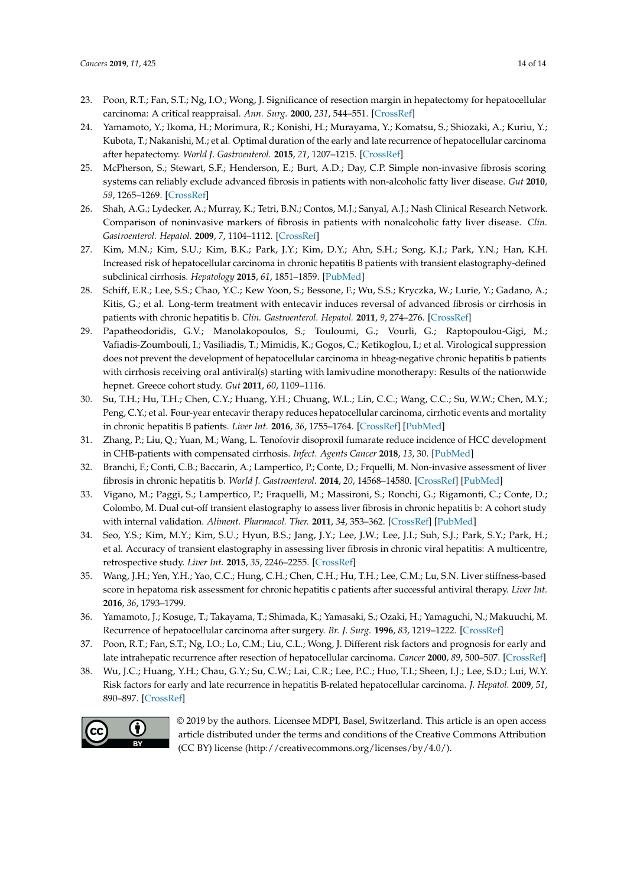23. Poon, R.T.; Fan, S.T.; Ng, I.O.; Wong, J. Significance of resection margin in hepatectomy for hepatocellular carcinoma: A critical reappraisal. *Ann. Surg.* **2000**, *231*, 544–551. [CrossRef]
24. Yamamoto, Y.; Ikoma, H.; Morimura, R.; Konishi, H.; Murayama, Y.; Komatsu, S.; Shiozaki, A.; Kuriu, Y.; Kubota, T.; Nakanishi, M.; et al. Optimal duration of the early and late recurrence of hepatocellular carcinoma after hepatectomy. *World J. Gastroenterol.* **2015**, *21*, 1207–1215. [CrossRef]
25. McPherson, S.; Stewart, S.F.; Henderson, E.; Burt, A.D.; Day, C.P. Simple non-invasive fibrosis scoring systems can reliably exclude advanced fibrosis in patients with non-alcoholic fatty liver disease. *Gut* **2010**, *59*, 1265–1269. [CrossRef]
26. Shah, A.G.; Lydecker, A.; Murray, K.; Tetri, B.N.; Contos, M.J.; Sanyal, A.J.; Nash Clinical Research Network. Comparison of noninvasive markers of fibrosis in patients with nonalcoholic fatty liver disease. *Clin. Gastroenterol. Hepatol.* **2009**, *7*, 1104–1112. [CrossRef]
27. Kim, M.N.; Kim, S.U.; Kim, B.K.; Park, J.Y.; Kim, D.Y.; Ahn, S.H.; Song, K.J.; Park, Y.N.; Han, K.H. Increased risk of hepatocellular carcinoma in chronic hepatitis B patients with transient elastography-defined subclinical cirrhosis. *Hepatology* **2015**, *61*, 1851–1859. [PubMed]
28. Schiff, E.R.; Lee, S.S.; Chao, Y.C.; Kew Yoon, S.; Bessone, F.; Wu, S.S.; Kryczka, W.; Lurie, Y.; Gadano, A.; Kitis, G.; et al. Long-term treatment with entecavir induces reversal of advanced fibrosis or cirrhosis in patients with chronic hepatitis b. *Clin. Gastroenterol. Hepatol.* **2011**, *9*, 274–276. [CrossRef]
29. Papatheodoridis, G.V.; Manolakopoulos, S.; Touloumi, G.; Vourli, G.; Raptopoulou-Gigi, M.; Vafiadis-Zoumbouli, I.; Vasiliadis, T.; Mimidis, K.; Gogos, C.; Ketikoglou, I.; et al. Virological suppression does not prevent the development of hepatocellular carcinoma in hbeag-negative chronic hepatitis b patients with cirrhosis receiving oral antiviral(s) starting with lamivudine monotherapy: Results of the nationwide hepnet. Greece cohort study. *Gut* **2011**, *60*, 1109–1116.
30. Su, T.H.; Hu, T.H.; Chen, C.Y.; Huang, Y.H.; Chuang, W.L.; Lin, C.C.; Wang, C.C.; Su, W.W.; Chen, M.Y.; Peng, C.Y.; et al. Four-year entecavir therapy reduces hepatocellular carcinoma, cirrhotic events and mortality in chronic hepatitis B patients. *Liver Int.* **2016**, *36*, 1755–1764. [CrossRef] [PubMed]
31. Zhang, P.; Liu, Q.; Yuan, M.; Wang, L. Tenofovir disoproxil fumarate reduce incidence of HCC development in CHB-patients with compensated cirrhosis. *Infect. Agents Cancer* **2018**, *13*, 30. [PubMed]
32. Branchi, F.; Conti, C.B.; Baccarin, A.; Lampertico, P.; Conte, D.; Frquelli, M. Non-invasive assessment of liver fibrosis in chronic hepatitis b. *World J. Gastroenterol.* **2014**, *20*, 14568–14580. [CrossRef] [PubMed]
33. Vigano, M.; Paggi, S.; Lampertico, P.; Fraquelli, M.; Massironi, S.; Ronchi, G.; Rigamonti, C.; Conte, D.; Colombo, M. Dual cut-off transient elastography to assess liver fibrosis in chronic hepatitis b: A cohort study with internal validation. *Aliment. Pharmacol. Ther.* **2011**, *34*, 353–362. [CrossRef] [PubMed]
34. Seo, Y.S.; Kim, M.Y.; Kim, S.U.; Hyun, B.S.; Jang, J.Y.; Lee, J.W.; Lee, J.I.; Suh, S.J.; Park, S.Y.; Park, H.; et al. Accuracy of transient elastography in assessing liver fibrosis in chronic viral hepatitis: A multicentre, retrospective study. *Liver Int.* **2015**, *35*, 2246–2255. [CrossRef]
35. Wang, J.H.; Yen, Y.H.; Yao, C.C.; Hung, C.H.; Chen, C.H.; Hu, T.H.; Lee, C.M.; Lu, S.N. Liver stiffness-based score in hepatoma risk assessment for chronic hepatitis c patients after successful antiviral therapy. *Liver Int.* **2016**, *36*, 1793–1799.
36. Yamamoto, J.; Kosuge, T.; Takayama, T.; Shimada, K.; Yamasaki, S.; Ozaki, H.; Yamaguchi, N.; Makuuchi, M. Recurrence of hepatocellular carcinoma after surgery. *Br. J. Surg.* **1996**, *83*, 1219–1222. [CrossRef]
37. Poon, R.T.; Fan, S.T.; Ng, I.O.; Lo, C.M.; Liu, C.L.; Wong, J. Different risk factors and prognosis for early and late intrahepatic recurrence after resection of hepatocellular carcinoma. *Cancer* **2000**, *89*, 500–507. [CrossRef]
38. Wu, J.C.; Huang, Y.H.; Chau, G.Y.; Su, C.W.; Lai, C.R.; Lee, P.C.; Huo, T.I.; Sheen, I.J.; Lee, S.D.; Lui, W.Y. Risk factors for early and late recurrence in hepatitis B-related hepatocellular carcinoma. *J. Hepatol.* **2009**, *51*, 890–897. [CrossRef]

© 2019 by the authors. Licensee MDPI, Basel, Switzerland. This article is an open access article distributed under the terms and conditions of the Creative Commons Attribution (CC BY) license (http://creativecommons.org/licenses/by/4.0/).